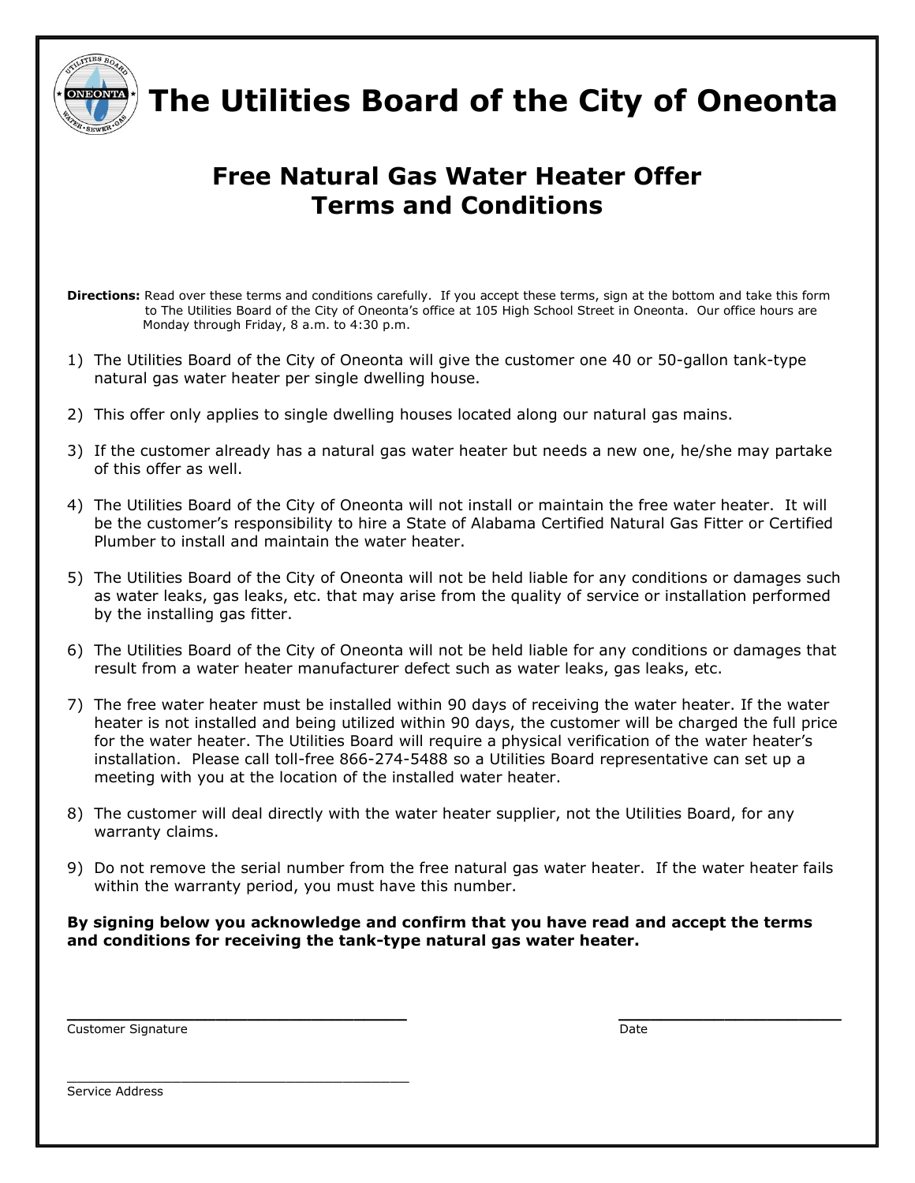# The Utilities Board of the City of Oneonta

## Free Natural Gas Water Heater Offer
## Terms and Conditions

**Directions:** Read over these terms and conditions carefully. If you accept these terms, sign at the bottom and take this form to The Utilities Board of the City of Oneonta's office at 105 High School Street in Oneonta. Our office hours are Monday through Friday, 8 a.m. to 4:30 p.m.

1) The Utilities Board of the City of Oneonta will give the customer one 40 or 50-gallon tank-type natural gas water heater per single dwelling house.

2) This offer only applies to single dwelling houses located along our natural gas mains.

3) If the customer already has a natural gas water heater but needs a new one, he/she may partake of this offer as well.

4) The Utilities Board of the City of Oneonta will not install or maintain the free water heater. It will be the customer's responsibility to hire a State of Alabama Certified Natural Gas Fitter or Certified Plumber to install and maintain the water heater.

5) The Utilities Board of the City of Oneonta will not be held liable for any conditions or damages such as water leaks, gas leaks, etc. that may arise from the quality of service or installation performed by the installing gas fitter.

6) The Utilities Board of the City of Oneonta will not be held liable for any conditions or damages that result from a water heater manufacturer defect such as water leaks, gas leaks, etc.

7) The free water heater must be installed within 90 days of receiving the water heater. If the water heater is not installed and being utilized within 90 days, the customer will be charged the full price for the water heater. The Utilities Board will require a physical verification of the water heater's installation. Please call toll-free 866-274-5488 so a Utilities Board representative can set up a meeting with you at the location of the installed water heater.

8) The customer will deal directly with the water heater supplier, not the Utilities Board, for any warranty claims.

9) Do not remove the serial number from the free natural gas water heater. If the water heater fails within the warranty period, you must have this number.

**By signing below you acknowledge and confirm that you have read and accept the terms and conditions for receiving the tank-type natural gas water heater.**

\_\_\_\_\_\_\_\_\_\_\_\_\_\_\_\_\_\_\_\_\_\_\_\_\_\_\_\_\_\_\_\_\_\_\_\_
Customer Signature

\_\_\_\_\_\_\_\_\_\_\_\_\_\_\_\_\_\_\_\_\_\_\_\_
Date

\_\_\_\_\_\_\_\_\_\_\_\_\_\_\_\_\_\_\_\_\_\_\_\_\_\_\_\_\_\_\_\_\_\_\_\_
Service Address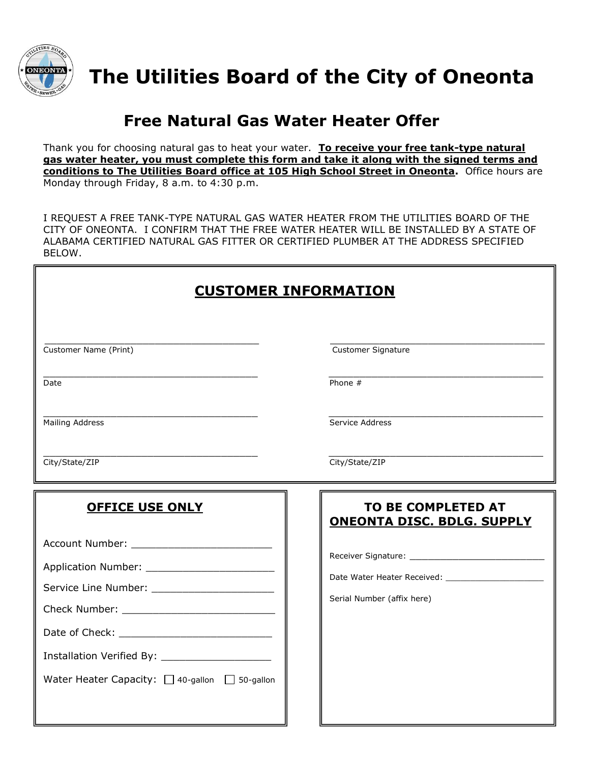# The Utilities Board of the City of Oneonta

## Free Natural Gas Water Heater Offer

Thank you for choosing natural gas to heat your water. **To receive your free tank-type natural gas water heater, you must complete this form and take it along with the signed terms and conditions to The Utilities Board office at 105 High School Street in Oneonta.** Office hours are Monday through Friday, 8 a.m. to 4:30 p.m.

I REQUEST A FREE TANK-TYPE NATURAL GAS WATER HEATER FROM THE UTILITIES BOARD OF THE CITY OF ONEONTA. I CONFIRM THAT THE FREE WATER HEATER WILL BE INSTALLED BY A STATE OF ALABAMA CERTIFIED NATURAL GAS FITTER OR CERTIFIED PLUMBER AT THE ADDRESS SPECIFIED BELOW.

### CUSTOMER INFORMATION

_______________________________
Customer Name (Print)

_______________________________
Customer Signature

_______________________________
Date

_______________________________
Phone #

_______________________________
Mailing Address

_______________________________
Service Address

_______________________________
City/State/ZIP

_______________________________
City/State/ZIP

### OFFICE USE ONLY

Account Number: ____________________

Application Number: ____________________

Service Line Number: ____________________

Check Number: ____________________

Date of Check: ____________________

Installation Verified By: ____________________

Water Heater Capacity: ☐ 40-gallon ☐ 50-gallon

### TO BE COMPLETED AT ONEONTA DISC. BDLG. SUPPLY

Receiver Signature: ____________________

Date Water Heater Received: ____________________

Serial Number (affix here)